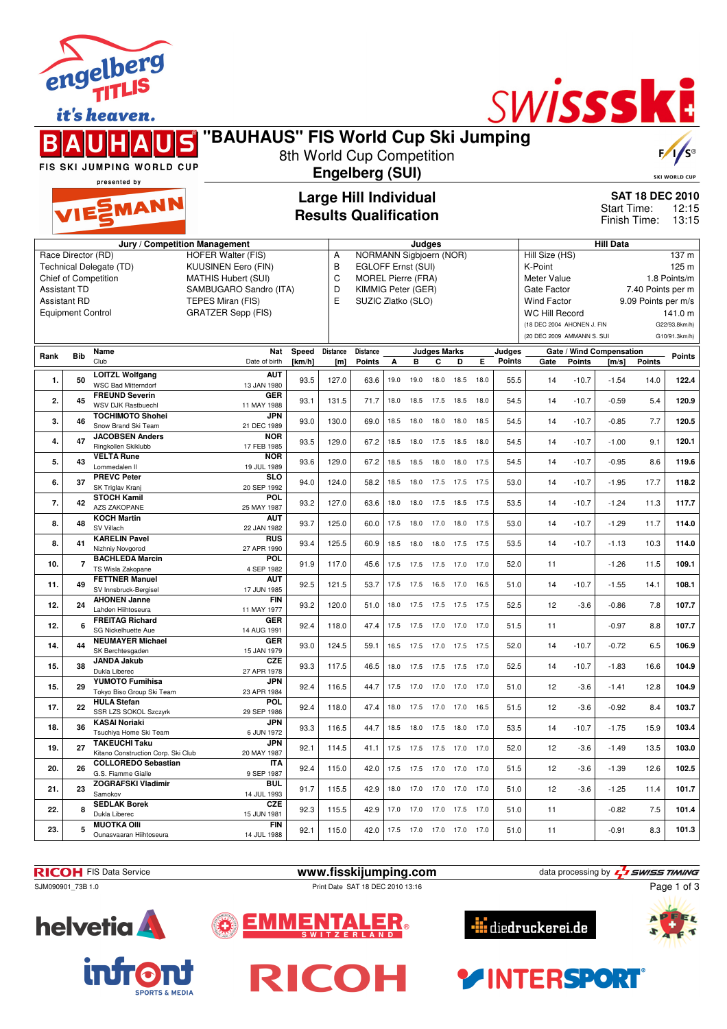# "BAUHAUS" FIS World Cup Ski Jumping

8th World Cup Competition

**Engelberg (SUI)**

FIS SKI JUMPING WORLD CUP presented by VIESSMANN

## Large Hill Individual
## Results Qualification

**SAT 18 DEC 2010**
Start Time: 12:15
Finish Time: 13:15

| Jury / Competition Management | | Judges | | Hill Data | |
|---|---|---|---|---|---|
| Race Director (RD) | HOFER Walter (FIS) | A | NORMANN Sigbjoern (NOR) | Hill Size (HS) | 137 m |
| Technical Delegate (TD) | KUUSINEN Eero (FIN) | B | EGLOFF Ernst (SUI) | K-Point | 125 m |
| Chief of Competition | MATHIS Hubert (SUI) | C | MOREL Pierre (FRA) | Meter Value | 1.8 Points/m |
| Assistant TD | SAMBUGARO Sandro (ITA) | D | KIMMIG Peter (GER) | Gate Factor | 7.40 Points per m |
| Assistant RD | TEPES Miran (FIS) | E | SUZIC Zlatko (SLO) | Wind Factor | 9.09 Points per m/s |
| Equipment Control | GRATZER Sepp (FIS) | | | WC Hill Record | 141.0 m |
| | | | | (18 DEC 2004 AHONEN J. FIN | G22/93.8km/h) |
| | | | | (20 DEC 2009 AMMANN S. SUI | G10/91.3km/h) |

| Rank | Bib | Name / Club | Nat / Date of birth | Speed [km/h] | Distance [m] | Distance Points | A | B | C | D | E | Judges Points | Gate | Gate Points | Wind [m/s] | Wind Points | Points |
|---|---|---|---|---|---|---|---|---|---|---|---|---|---|---|---|---|---|
| 1. | 50 | LOITZL Wolfgang / WSC Bad Mitterndorf | AUT / 13 JAN 1980 | 93.5 | 127.0 | 63.6 | 19.0 | 19.0 | 18.0 | 18.5 | 18.0 | 55.5 | 14 | -10.7 | -1.54 | 14.0 | 122.4 |
| 2. | 45 | FREUND Severin / WSV DJK Rastbuechl | GER / 11 MAY 1988 | 93.1 | 131.5 | 71.7 | 18.0 | 18.5 | 17.5 | 18.5 | 18.0 | 54.5 | 14 | -10.7 | -0.59 | 5.4 | 120.9 |
| 3. | 46 | TOCHIMOTO Shohei / Snow Brand Ski Team | JPN / 21 DEC 1989 | 93.0 | 130.0 | 69.0 | 18.5 | 18.0 | 18.0 | 18.0 | 18.5 | 54.5 | 14 | -10.7 | -0.85 | 7.7 | 120.5 |
| 4. | 47 | JACOBSEN Anders / Ringkollen Skiklubb | NOR / 17 FEB 1985 | 93.5 | 129.0 | 67.2 | 18.5 | 18.0 | 17.5 | 18.5 | 18.0 | 54.5 | 14 | -10.7 | -1.00 | 9.1 | 120.1 |
| 5. | 43 | VELTA Rune / Lommedalen Il | NOR / 19 JUL 1989 | 93.6 | 129.0 | 67.2 | 18.5 | 18.5 | 18.0 | 18.0 | 17.5 | 54.5 | 14 | -10.7 | -0.95 | 8.6 | 119.6 |
| 6. | 37 | PREVC Peter / SK Triglav Kranj | SLO / 20 SEP 1992 | 94.0 | 124.0 | 58.2 | 18.5 | 18.0 | 17.5 | 17.5 | 17.5 | 53.0 | 14 | -10.7 | -1.95 | 17.7 | 118.2 |
| 7. | 42 | STOCH Kamil / AZS ZAKOPANE | POL / 25 MAY 1987 | 93.2 | 127.0 | 63.6 | 18.0 | 18.0 | 17.5 | 18.5 | 17.5 | 53.5 | 14 | -10.7 | -1.24 | 11.3 | 117.7 |
| 8. | 48 | KOCH Martin / SV Villach | AUT / 22 JAN 1982 | 93.7 | 125.0 | 60.0 | 17.5 | 18.0 | 17.0 | 18.0 | 17.5 | 53.0 | 14 | -10.7 | -1.29 | 11.7 | 114.0 |
| 8. | 41 | KARELIN Pavel / Nizhniy Novgorod | RUS / 27 APR 1990 | 93.4 | 125.5 | 60.9 | 18.5 | 18.0 | 18.0 | 17.5 | 17.5 | 53.5 | 14 | -10.7 | -1.13 | 10.3 | 114.0 |
| 10. | 7 | BACHLEDA Marcin / TS Wisla Zakopane | POL / 4 SEP 1982 | 91.9 | 117.0 | 45.6 | 17.5 | 17.5 | 17.5 | 17.0 | 17.0 | 52.0 | 11 | | -1.26 | 11.5 | 109.1 |
| 11. | 49 | FETTNER Manuel / SV Innsbruck-Bergisel | AUT / 17 JUN 1985 | 92.5 | 121.5 | 53.7 | 17.5 | 17.5 | 16.5 | 17.0 | 16.5 | 51.0 | 14 | -10.7 | -1.55 | 14.1 | 108.1 |
| 12. | 24 | AHONEN Janne / Lahden Hiihtoseura | FIN / 11 MAY 1977 | 93.2 | 120.0 | 51.0 | 18.0 | 17.5 | 17.5 | 17.5 | 17.5 | 52.5 | 12 | -3.6 | -0.86 | 7.8 | 107.7 |
| 12. | 6 | FREITAG Richard / SG Nickelhuette Aue | GER / 14 AUG 1991 | 92.4 | 118.0 | 47.4 | 17.5 | 17.5 | 17.0 | 17.0 | 17.0 | 51.5 | 11 | | -0.97 | 8.8 | 107.7 |
| 14. | 44 | NEUMAYER Michael / SK Berchtesgaden | GER / 15 JAN 1979 | 93.0 | 124.5 | 59.1 | 16.5 | 17.5 | 17.0 | 17.5 | 17.5 | 52.0 | 14 | -10.7 | -0.72 | 6.5 | 106.9 |
| 15. | 38 | JANDA Jakub / Dukla Liberec | CZE / 27 APR 1978 | 93.3 | 117.5 | 46.5 | 18.0 | 17.5 | 17.5 | 17.5 | 17.0 | 52.5 | 14 | -10.7 | -1.83 | 16.6 | 104.9 |
| 15. | 29 | YUMOTO Fumihisa / Tokyo Biso Group Ski Team | JPN / 23 APR 1984 | 92.4 | 116.5 | 44.7 | 17.5 | 17.0 | 17.0 | 17.0 | 17.0 | 51.0 | 12 | -3.6 | -1.41 | 12.8 | 104.9 |
| 17. | 22 | HULA Stefan / SSR LZS SOKOL Szczyrk | POL / 29 SEP 1986 | 92.4 | 118.0 | 47.4 | 18.0 | 17.5 | 17.0 | 17.0 | 16.5 | 51.5 | 12 | -3.6 | -0.92 | 8.4 | 103.7 |
| 18. | 36 | KASAI Noriaki / Tsuchiya Home Ski Team | JPN / 6 JUN 1972 | 93.3 | 116.5 | 44.7 | 18.5 | 18.0 | 17.5 | 18.0 | 17.0 | 53.5 | 14 | -10.7 | -1.75 | 15.9 | 103.4 |
| 19. | 27 | TAKEUCHI Taku / Kitano Construction Corp. Ski Club | JPN / 20 MAY 1987 | 92.1 | 114.5 | 41.1 | 17.5 | 17.5 | 17.5 | 17.0 | 17.0 | 52.0 | 12 | -3.6 | -1.49 | 13.5 | 103.0 |
| 20. | 26 | COLLOREDO Sebastian / G.S. Fiamme Gialle | ITA / 9 SEP 1987 | 92.4 | 115.0 | 42.0 | 17.5 | 17.5 | 17.0 | 17.0 | 17.0 | 51.5 | 12 | -3.6 | -1.39 | 12.6 | 102.5 |
| 21. | 23 | ZOGRAFSKI Vladimir / Samokov | BUL / 14 JUL 1993 | 91.7 | 115.5 | 42.9 | 18.0 | 17.0 | 17.0 | 17.0 | 17.0 | 51.0 | 12 | -3.6 | -1.25 | 11.4 | 101.7 |
| 22. | 8 | SEDLAK Borek / Dukla Liberec | CZE / 15 JUN 1981 | 92.3 | 115.5 | 42.9 | 17.0 | 17.0 | 17.0 | 17.5 | 17.0 | 51.0 | 11 | | -0.82 | 7.5 | 101.4 |
| 23. | 5 | MUOTKA Olli / Ounasvaaran Hiihtoseura | FIN / 14 JUL 1988 | 92.1 | 115.0 | 42.0 | 17.5 | 17.0 | 17.0 | 17.0 | 17.0 | 51.0 | 11 | | -0.91 | 8.3 | 101.3 |

RICOH FIS Data Service | www.fisskijumping.com | data processing by SWISS TIMING

SJM090901_73B 1.0 | Print Date SAT 18 DEC 2010 13:16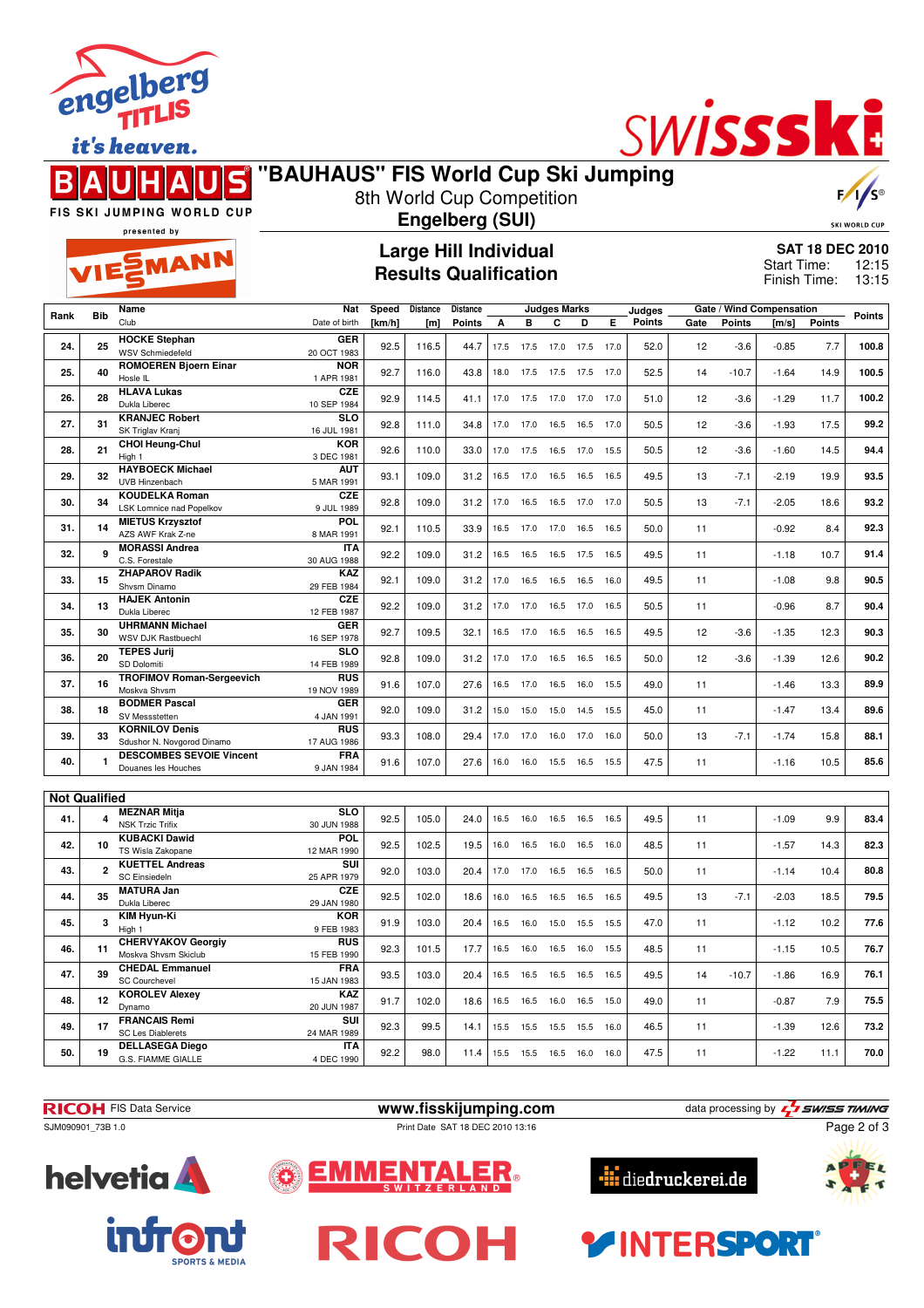# "BAUHAUS" FIS World Cup Ski Jumping

8th World Cup Competition

**Engelberg (SUI)**

## Large Hill Individual
## Results Qualification

**SAT 18 DEC 2010**
Start Time: 12:15
Finish Time: 13:15

| Rank | Bib | Name / Club | Nat / Date of birth | Speed [km/h] | Distance [m] | Distance Points | A | B | C | D | E | Judges Points | Gate | Gate Points | Wind [m/s] | Wind Points | Points |
|---|---|---|---|---|---|---|---|---|---|---|---|---|---|---|---|---|---|
| 24. | 25 | HOCKE Stephan / WSV Schmiedefeld | GER / 20 OCT 1983 | 92.5 | 116.5 | 44.7 | 17.5 | 17.5 | 17.0 | 17.5 | 17.0 | 52.0 | 12 | -3.6 | -0.85 | 7.7 | 100.8 |
| 25. | 40 | ROMOEREN Bjoern Einar / Hosle IL | NOR / 1 APR 1981 | 92.7 | 116.0 | 43.8 | 18.0 | 17.5 | 17.5 | 17.5 | 17.0 | 52.5 | 14 | -10.7 | -1.64 | 14.9 | 100.5 |
| 26. | 28 | HLAVA Lukas / Dukla Liberec | CZE / 10 SEP 1984 | 92.9 | 114.5 | 41.1 | 17.0 | 17.5 | 17.0 | 17.0 | 17.0 | 51.0 | 12 | -3.6 | -1.29 | 11.7 | 100.2 |
| 27. | 31 | KRANJEC Robert / SK Triglav Kranj | SLO / 16 JUL 1981 | 92.8 | 111.0 | 34.8 | 17.0 | 17.0 | 16.5 | 16.5 | 17.0 | 50.5 | 12 | -3.6 | -1.93 | 17.5 | 99.2 |
| 28. | 21 | CHOI Heung-Chul / High 1 | KOR / 3 DEC 1981 | 92.6 | 110.0 | 33.0 | 17.0 | 17.5 | 16.5 | 17.0 | 15.5 | 50.5 | 12 | -3.6 | -1.60 | 14.5 | 94.4 |
| 29. | 32 | HAYBOECK Michael / UVB Hinzenbach | AUT / 5 MAR 1991 | 93.1 | 109.0 | 31.2 | 16.5 | 17.0 | 16.5 | 16.5 | 16.5 | 49.5 | 13 | -7.1 | -2.19 | 19.9 | 93.5 |
| 30. | 34 | KOUDELKA Roman / LSK Lomnice nad Popelkov | CZE / 9 JUL 1989 | 92.8 | 109.0 | 31.2 | 17.0 | 16.5 | 16.5 | 17.0 | 17.0 | 50.5 | 13 | -7.1 | -2.05 | 18.6 | 93.2 |
| 31. | 14 | MIETUS Krzysztof / AZS AWF Krak Z-ne | POL / 8 MAR 1991 | 92.1 | 110.5 | 33.9 | 16.5 | 17.0 | 17.0 | 16.5 | 16.5 | 50.0 | 11 | | -0.92 | 8.4 | 92.3 |
| 32. | 9 | MORASSI Andrea / C.S. Forestale | ITA / 30 AUG 1988 | 92.2 | 109.0 | 31.2 | 16.5 | 16.5 | 16.5 | 17.5 | 16.5 | 49.5 | 11 | | -1.18 | 10.7 | 91.4 |
| 33. | 15 | ZHAPAROV Radik / Shvsm Dinamo | KAZ / 29 FEB 1984 | 92.1 | 109.0 | 31.2 | 17.0 | 16.5 | 16.5 | 16.5 | 16.0 | 49.5 | 11 | | -1.08 | 9.8 | 90.5 |
| 34. | 13 | HAJEK Antonin / Dukla Liberec | CZE / 12 FEB 1987 | 92.2 | 109.0 | 31.2 | 17.0 | 17.0 | 16.5 | 17.0 | 16.5 | 50.5 | 11 | | -0.96 | 8.7 | 90.4 |
| 35. | 30 | UHRMANN Michael / WSV DJK Rastbuechl | GER / 16 SEP 1978 | 92.7 | 109.5 | 32.1 | 16.5 | 17.0 | 16.5 | 16.5 | 16.5 | 49.5 | 12 | -3.6 | -1.35 | 12.3 | 90.3 |
| 36. | 20 | TEPES Jurij / SD Dolomiti | SLO / 14 FEB 1989 | 92.8 | 109.0 | 31.2 | 17.0 | 17.0 | 16.5 | 16.5 | 16.5 | 50.0 | 12 | -3.6 | -1.39 | 12.6 | 90.2 |
| 37. | 16 | TROFIMOV Roman-Sergeevich / Moskva Shvsm | RUS / 19 NOV 1989 | 91.6 | 107.0 | 27.6 | 16.5 | 17.0 | 16.5 | 16.0 | 15.5 | 49.0 | 11 | | -1.46 | 13.3 | 89.9 |
| 38. | 18 | BODMER Pascal / SV Messstetten | GER / 4 JAN 1991 | 92.0 | 109.0 | 31.2 | 15.0 | 15.0 | 15.0 | 14.5 | 15.5 | 45.0 | 11 | | -1.47 | 13.4 | 89.6 |
| 39. | 33 | KORNILOV Denis / Sdushor N. Novgorod Dinamo | RUS / 17 AUG 1986 | 93.3 | 108.0 | 29.4 | 17.0 | 17.0 | 16.0 | 17.0 | 16.0 | 50.0 | 13 | -7.1 | -1.74 | 15.8 | 88.1 |
| 40. | 1 | DESCOMBES SEVOIE Vincent / Douanes les Houches | FRA / 9 JAN 1984 | 91.6 | 107.0 | 27.6 | 16.0 | 16.0 | 15.5 | 16.5 | 15.5 | 47.5 | 11 | | -1.16 | 10.5 | 85.6 |

### Not Qualified

| Rank | Bib | Name / Club | Nat / Date of birth | Speed [km/h] | Distance [m] | Distance Points | A | B | C | D | E | Judges Points | Gate | Gate Points | Wind [m/s] | Wind Points | Points |
|---|---|---|---|---|---|---|---|---|---|---|---|---|---|---|---|---|---|
| 41. | 4 | MEZNAR Mitja / NSK Trzic Trifix | SLO / 30 JUN 1988 | 92.5 | 105.0 | 24.0 | 16.5 | 16.0 | 16.5 | 16.5 | 16.5 | 49.5 | 11 | | -1.09 | 9.9 | 83.4 |
| 42. | 10 | KUBACKI Dawid / TS Wisla Zakopane | POL / 12 MAR 1990 | 92.5 | 102.5 | 19.5 | 16.0 | 16.5 | 16.0 | 16.5 | 16.0 | 48.5 | 11 | | -1.57 | 14.3 | 82.3 |
| 43. | 2 | KUETTEL Andreas / SC Einsiedeln | SUI / 25 APR 1979 | 92.0 | 103.0 | 20.4 | 17.0 | 17.0 | 16.5 | 16.5 | 16.5 | 50.0 | 11 | | -1.14 | 10.4 | 80.8 |
| 44. | 35 | MATURA Jan / Dukla Liberec | CZE / 29 JAN 1980 | 92.5 | 102.0 | 18.6 | 16.0 | 16.5 | 16.5 | 16.5 | 16.5 | 49.5 | 13 | -7.1 | -2.03 | 18.5 | 79.5 |
| 45. | 3 | KIM Hyun-Ki / High 1 | KOR / 9 FEB 1983 | 91.9 | 103.0 | 20.4 | 16.5 | 16.0 | 15.0 | 15.5 | 15.5 | 47.0 | 11 | | -1.12 | 10.2 | 77.6 |
| 46. | 11 | CHERVYAKOV Georgiy / Moskva Shvsm Skiclub | RUS / 15 FEB 1990 | 92.3 | 101.5 | 17.7 | 16.5 | 16.0 | 16.5 | 16.0 | 15.5 | 48.5 | 11 | | -1.15 | 10.5 | 76.7 |
| 47. | 39 | CHEDAL Emmanuel / SC Courchevel | FRA / 15 JAN 1983 | 93.5 | 103.0 | 20.4 | 16.5 | 16.5 | 16.5 | 16.5 | 16.5 | 49.5 | 14 | -10.7 | -1.86 | 16.9 | 76.1 |
| 48. | 12 | KOROLEV Alexey / Dynamo | KAZ / 20 JUN 1987 | 91.7 | 102.0 | 18.6 | 16.5 | 16.5 | 16.0 | 16.5 | 15.0 | 49.0 | 11 | | -0.87 | 7.9 | 75.5 |
| 49. | 17 | FRANCAIS Remi / SC Les Diablerets | SUI / 24 MAR 1989 | 92.3 | 99.5 | 14.1 | 15.5 | 15.5 | 15.5 | 15.5 | 16.0 | 46.5 | 11 | | -1.39 | 12.6 | 73.2 |
| 50. | 19 | DELLASEGA Diego / G.S. FIAMME GIALLE | ITA / 4 DEC 1990 | 92.2 | 98.0 | 11.4 | 15.5 | 15.5 | 16.5 | 16.0 | 16.0 | 47.5 | 11 | | -1.22 | 11.1 | 70.0 |

RICOH FIS Data Service — www.fisskijumping.com — data processing by SWISS TIMING

SJM090901_73B 1.0 — Print Date SAT 18 DEC 2010 13:16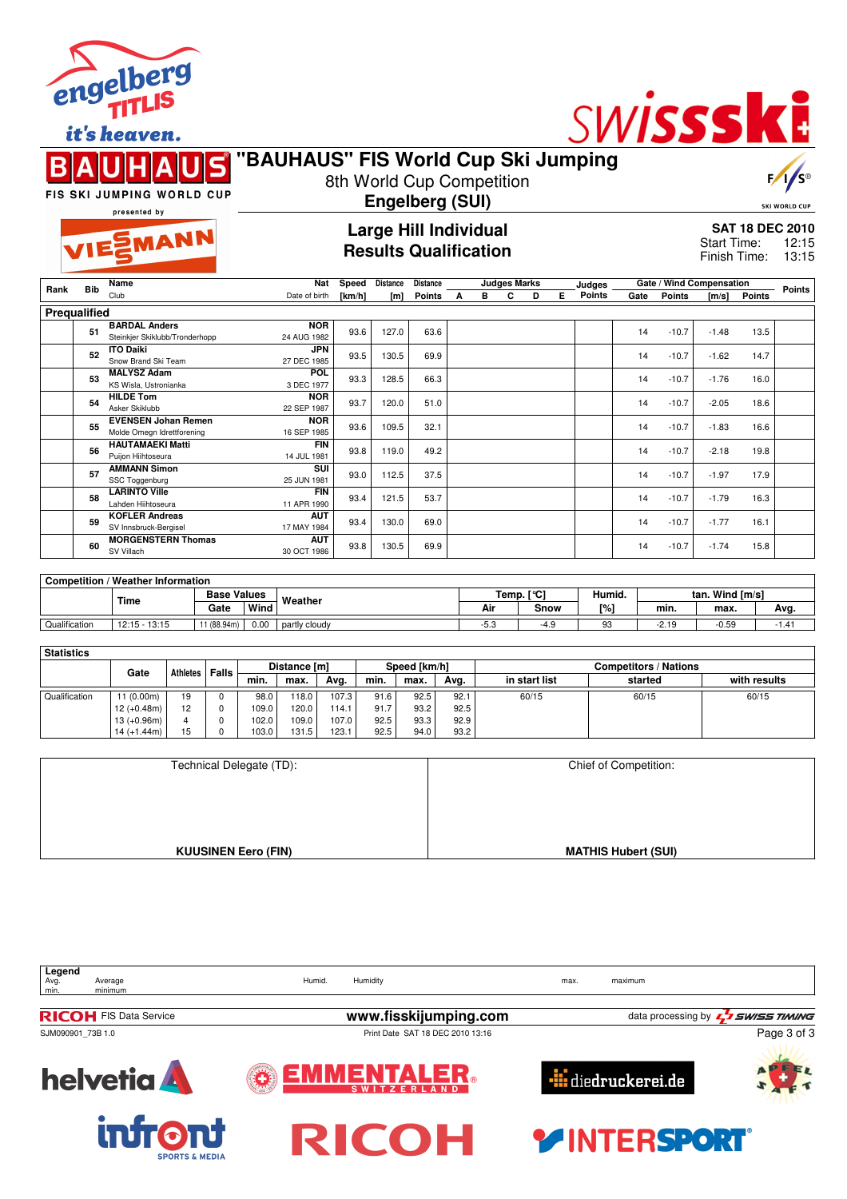# "BAUHAUS" FIS World Cup Ski Jumping

8th World Cup Competition

**Engelberg (SUI)**

## Large Hill Individual
## Results Qualification

**SAT 18 DEC 2010**
Start Time: 12:15
Finish Time: 13:15

| Rank | Bib | Name / Club | Nat / Date of birth | Speed [km/h] | Distance [m] | Distance Points | Judges Marks A | B | C | D | E | Judges Points | Gate | Gate Points | Wind [m/s] | Wind Points | Points |
|---|---|---|---|---|---|---|---|---|---|---|---|---|---|---|---|---|---|
| **Prequalified** | | | | | | | | | | | | | | | | | |
| | 51 | BARDAL Anders / Steinkjer Skiklubb/Tronderhopp | NOR / 24 AUG 1982 | 93.6 | 127.0 | 63.6 | | | | | | | 14 | -10.7 | -1.48 | 13.5 | |
| | 52 | ITO Daiki / Snow Brand Ski Team | JPN / 27 DEC 1985 | 93.5 | 130.5 | 69.9 | | | | | | | 14 | -10.7 | -1.62 | 14.7 | |
| | 53 | MALYSZ Adam / KS Wisla, Ustronianka | POL / 3 DEC 1977 | 93.3 | 128.5 | 66.3 | | | | | | | 14 | -10.7 | -1.76 | 16.0 | |
| | 54 | HILDE Tom / Asker Skiklubb | NOR / 22 SEP 1987 | 93.7 | 120.0 | 51.0 | | | | | | | 14 | -10.7 | -2.05 | 18.6 | |
| | 55 | EVENSEN Johan Remen / Molde Omegn Idrettforening | NOR / 16 SEP 1985 | 93.6 | 109.5 | 32.1 | | | | | | | 14 | -10.7 | -1.83 | 16.6 | |
| | 56 | HAUTAMAEKI Matti / Puijon Hiihtoseura | FIN / 14 JUL 1981 | 93.8 | 119.0 | 49.2 | | | | | | | 14 | -10.7 | -2.18 | 19.8 | |
| | 57 | AMMANN Simon / SSC Toggenburg | SUI / 25 JUN 1981 | 93.0 | 112.5 | 37.5 | | | | | | | 14 | -10.7 | -1.97 | 17.9 | |
| | 58 | LARINTO Ville / Lahden Hiihtoseura | FIN / 11 APR 1990 | 93.4 | 121.5 | 53.7 | | | | | | | 14 | -10.7 | -1.79 | 16.3 | |
| | 59 | KOFLER Andreas / SV Innsbruck-Bergisel | AUT / 17 MAY 1984 | 93.4 | 130.0 | 69.0 | | | | | | | 14 | -10.7 | -1.77 | 16.1 | |
| | 60 | MORGENSTERN Thomas / SV Villach | AUT / 30 OCT 1986 | 93.8 | 130.5 | 69.9 | | | | | | | 14 | -10.7 | -1.74 | 15.8 | |

**Competition / Weather Information**

| | Time | Base Values Gate | Base Values Wind | Weather | Temp. [°C] Air | Temp. [°C] Snow | Humid. [%] | tan. Wind [m/s] min. | max. | Avg. |
|---|---|---|---|---|---|---|---|---|---|---|
| Qualification | 12:15 - 13:15 | 11 (88.94m) | 0.00 | partly cloudy | -5.3 | -4.9 | 93 | -2.19 | -0.59 | -1.41 |

**Statistics**

| | Gate | Athletes | Falls | Distance [m] min. | max. | Avg. | Speed [km/h] min. | max. | Avg. | Competitors / Nations in start list | started | with results |
|---|---|---|---|---|---|---|---|---|---|---|---|---|
| Qualification | 11 (0.00m) | 19 | 0 | 98.0 | 118.0 | 107.3 | 91.6 | 92.5 | 92.1 | 60/15 | 60/15 | 60/15 |
| | 12 (+0.48m) | 12 | 0 | 109.0 | 120.0 | 114.1 | 91.7 | 93.2 | 92.5 | | | |
| | 13 (+0.96m) | 4 | 0 | 102.0 | 109.0 | 107.0 | 92.5 | 93.3 | 92.9 | | | |
| | 14 (+1.44m) | 15 | 0 | 103.0 | 131.5 | 123.1 | 92.5 | 94.0 | 93.2 | | | |

| Technical Delegate (TD): | Chief of Competition: |
|---|---|
| **KUUSINEN Eero (FIN)** | **MATHIS Hubert (SUI)** |

**Legend**
Avg. Average
min. minimum
Humid. Humidity
max. maximum

RICOH FIS Data Service — www.fisskijumping.com — data processing by SWISS TIMING

SJM090901_73B 1.0 — Print Date SAT 18 DEC 2010 13:16